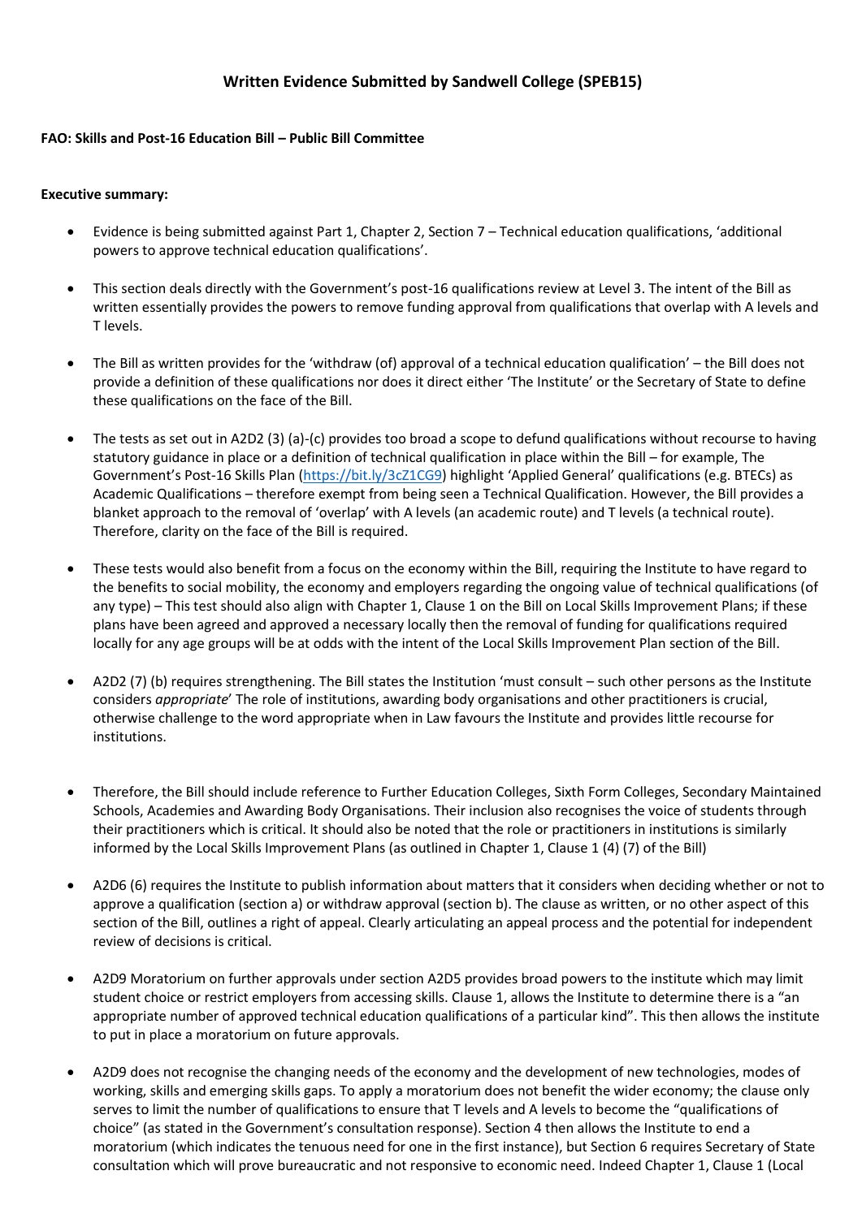# Written Evidence Submitted by Sandwell College (SPEB15)

**FAO: Skills and Post-16 Education Bill – Public Bill Committee**

**Executive summary:**

- Evidence is being submitted against Part 1, Chapter 2, Section 7 – Technical education qualifications, 'additional powers to approve technical education qualifications'.

- This section deals directly with the Government's post-16 qualifications review at Level 3. The intent of the Bill as written essentially provides the powers to remove funding approval from qualifications that overlap with A levels and T levels.

- The Bill as written provides for the 'withdraw (of) approval of a technical education qualification' – the Bill does not provide a definition of these qualifications nor does it direct either 'The Institute' or the Secretary of State to define these qualifications on the face of the Bill.

- The tests as set out in A2D2 (3) (a)-(c) provides too broad a scope to defund qualifications without recourse to having statutory guidance in place or a definition of technical qualification in place within the Bill – for example, The Government's Post-16 Skills Plan (https://bit.ly/3cZ1CG9) highlight 'Applied General' qualifications (e.g. BTECs) as Academic Qualifications – therefore exempt from being seen a Technical Qualification. However, the Bill provides a blanket approach to the removal of 'overlap' with A levels (an academic route) and T levels (a technical route). Therefore, clarity on the face of the Bill is required.

- These tests would also benefit from a focus on the economy within the Bill, requiring the Institute to have regard to the benefits to social mobility, the economy and employers regarding the ongoing value of technical qualifications (of any type) – This test should also align with Chapter 1, Clause 1 on the Bill on Local Skills Improvement Plans; if these plans have been agreed and approved a necessary locally then the removal of funding for qualifications required locally for any age groups will be at odds with the intent of the Local Skills Improvement Plan section of the Bill.

- A2D2 (7) (b) requires strengthening. The Bill states the Institution 'must consult – such other persons as the Institute considers *appropriate*' The role of institutions, awarding body organisations and other practitioners is crucial, otherwise challenge to the word appropriate when in Law favours the Institute and provides little recourse for institutions.

- Therefore, the Bill should include reference to Further Education Colleges, Sixth Form Colleges, Secondary Maintained Schools, Academies and Awarding Body Organisations. Their inclusion also recognises the voice of students through their practitioners which is critical. It should also be noted that the role or practitioners in institutions is similarly informed by the Local Skills Improvement Plans (as outlined in Chapter 1, Clause 1 (4) (7) of the Bill)

- A2D6 (6) requires the Institute to publish information about matters that it considers when deciding whether or not to approve a qualification (section a) or withdraw approval (section b). The clause as written, or no other aspect of this section of the Bill, outlines a right of appeal. Clearly articulating an appeal process and the potential for independent review of decisions is critical.

- A2D9 Moratorium on further approvals under section A2D5 provides broad powers to the institute which may limit student choice or restrict employers from accessing skills. Clause 1, allows the Institute to determine there is a "an appropriate number of approved technical education qualifications of a particular kind". This then allows the institute to put in place a moratorium on future approvals.

- A2D9 does not recognise the changing needs of the economy and the development of new technologies, modes of working, skills and emerging skills gaps. To apply a moratorium does not benefit the wider economy; the clause only serves to limit the number of qualifications to ensure that T levels and A levels to become the "qualifications of choice" (as stated in the Government's consultation response). Section 4 then allows the Institute to end a moratorium (which indicates the tenuous need for one in the first instance), but Section 6 requires Secretary of State consultation which will prove bureaucratic and not responsive to economic need. Indeed Chapter 1, Clause 1 (Local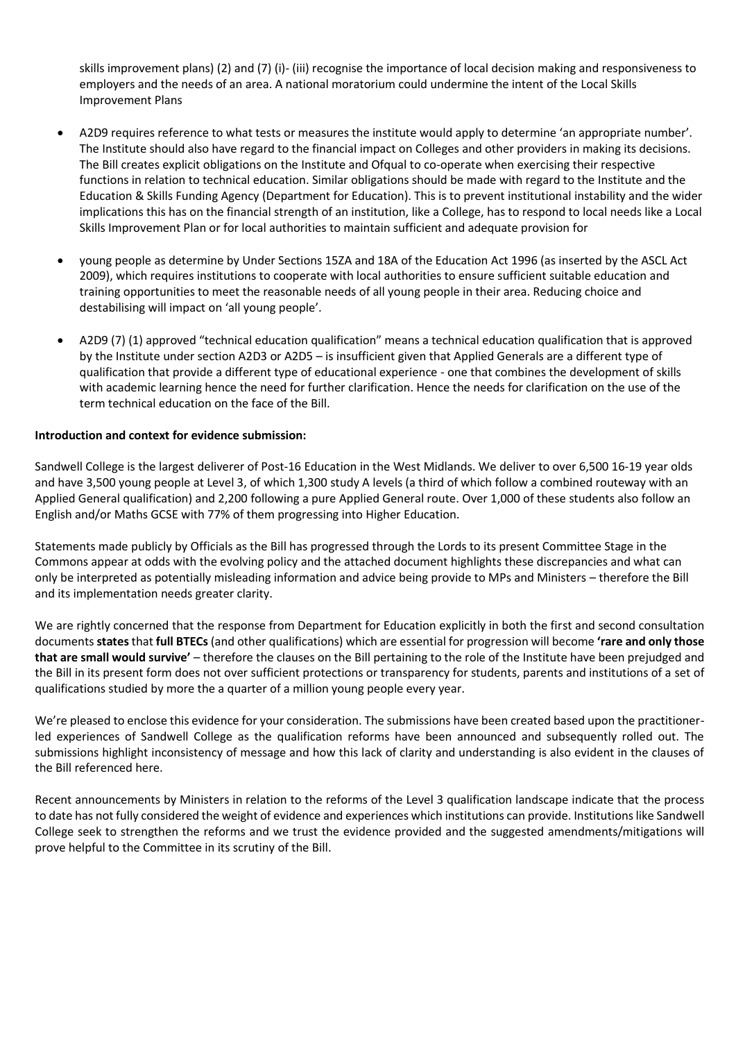skills improvement plans) (2) and (7) (i)- (iii) recognise the importance of local decision making and responsiveness to employers and the needs of an area. A national moratorium could undermine the intent of the Local Skills Improvement Plans

- A2D9 requires reference to what tests or measures the institute would apply to determine 'an appropriate number'. The Institute should also have regard to the financial impact on Colleges and other providers in making its decisions. The Bill creates explicit obligations on the Institute and Ofqual to co-operate when exercising their respective functions in relation to technical education. Similar obligations should be made with regard to the Institute and the Education & Skills Funding Agency (Department for Education). This is to prevent institutional instability and the wider implications this has on the financial strength of an institution, like a College, has to respond to local needs like a Local Skills Improvement Plan or for local authorities to maintain sufficient and adequate provision for

- young people as determine by Under Sections 15ZA and 18A of the Education Act 1996 (as inserted by the ASCL Act 2009), which requires institutions to cooperate with local authorities to ensure sufficient suitable education and training opportunities to meet the reasonable needs of all young people in their area. Reducing choice and destabilising will impact on 'all young people'.

- A2D9 (7) (1) approved "technical education qualification" means a technical education qualification that is approved by the Institute under section A2D3 or A2D5 – is insufficient given that Applied Generals are a different type of qualification that provide a different type of educational experience - one that combines the development of skills with academic learning hence the need for further clarification. Hence the needs for clarification on the use of the term technical education on the face of the Bill.

**Introduction and context for evidence submission:**

Sandwell College is the largest deliverer of Post-16 Education in the West Midlands. We deliver to over 6,500 16-19 year olds and have 3,500 young people at Level 3, of which 1,300 study A levels (a third of which follow a combined routeway with an Applied General qualification) and 2,200 following a pure Applied General route. Over 1,000 of these students also follow an English and/or Maths GCSE with 77% of them progressing into Higher Education.

Statements made publicly by Officials as the Bill has progressed through the Lords to its present Committee Stage in the Commons appear at odds with the evolving policy and the attached document highlights these discrepancies and what can only be interpreted as potentially misleading information and advice being provide to MPs and Ministers – therefore the Bill and its implementation needs greater clarity.

We are rightly concerned that the response from Department for Education explicitly in both the first and second consultation documents **states** that **full BTECs** (and other qualifications) which are essential for progression will become **'rare and only those that are small would survive'** – therefore the clauses on the Bill pertaining to the role of the Institute have been prejudged and the Bill in its present form does not over sufficient protections or transparency for students, parents and institutions of a set of qualifications studied by more the a quarter of a million young people every year.

We're pleased to enclose this evidence for your consideration. The submissions have been created based upon the practitioner-led experiences of Sandwell College as the qualification reforms have been announced and subsequently rolled out. The submissions highlight inconsistency of message and how this lack of clarity and understanding is also evident in the clauses of the Bill referenced here.

Recent announcements by Ministers in relation to the reforms of the Level 3 qualification landscape indicate that the process to date has not fully considered the weight of evidence and experiences which institutions can provide. Institutions like Sandwell College seek to strengthen the reforms and we trust the evidence provided and the suggested amendments/mitigations will prove helpful to the Committee in its scrutiny of the Bill.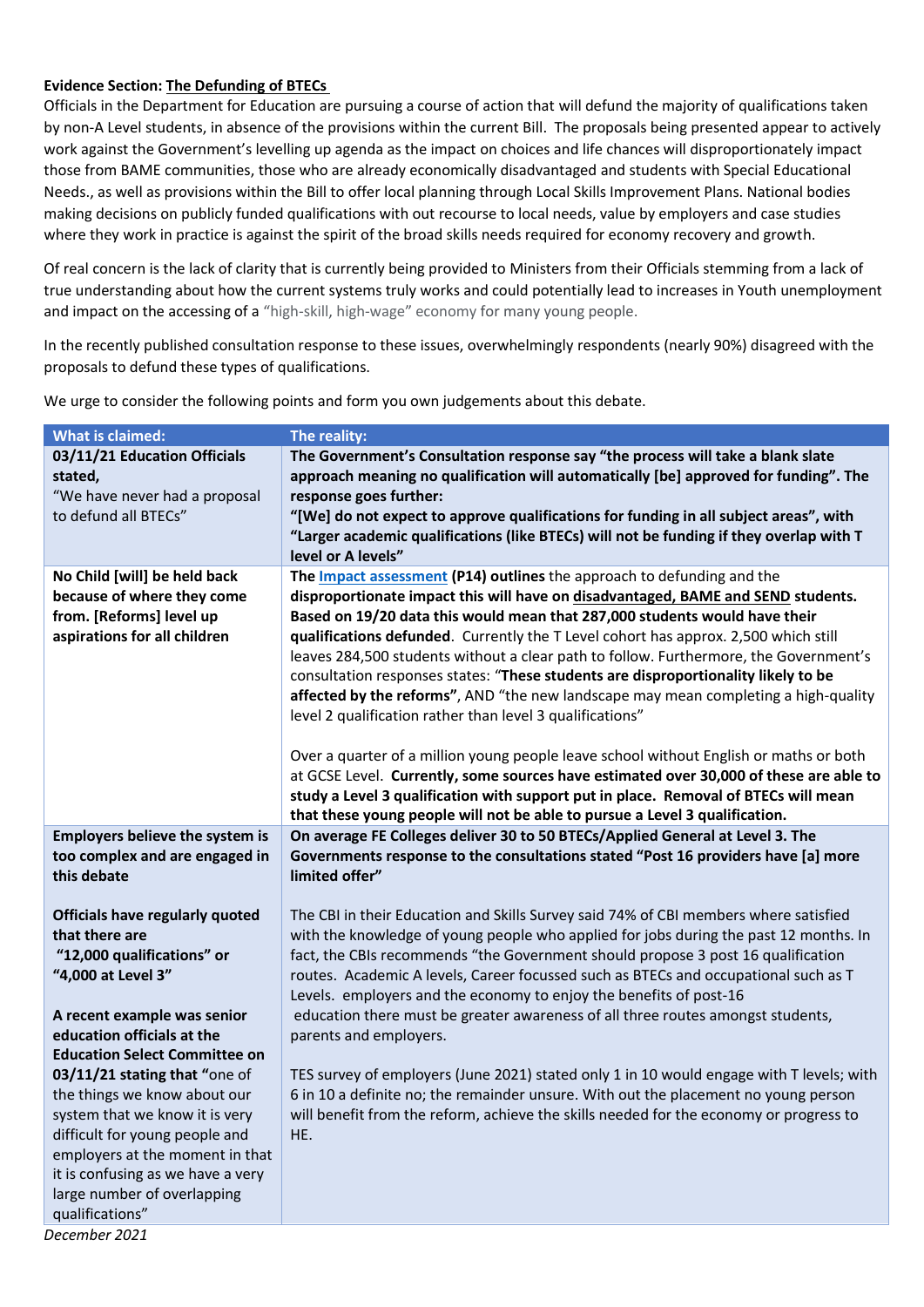**Evidence Section: <u>The Defunding of BTECs</u>**

Officials in the Department for Education are pursuing a course of action that will defund the majority of qualifications taken by non-A Level students, in absence of the provisions within the current Bill. The proposals being presented appear to actively work against the Government's levelling up agenda as the impact on choices and life chances will disproportionately impact those from BAME communities, those who are already economically disadvantaged and students with Special Educational Needs., as well as provisions within the Bill to offer local planning through Local Skills Improvement Plans. National bodies making decisions on publicly funded qualifications with out recourse to local needs, value by employers and case studies where they work in practice is against the spirit of the broad skills needs required for economy recovery and growth.

Of real concern is the lack of clarity that is currently being provided to Ministers from their Officials stemming from a lack of true understanding about how the current systems truly works and could potentially lead to increases in Youth unemployment and impact on the accessing of a "high-skill, high-wage" economy for many young people.

In the recently published consultation response to these issues, overwhelmingly respondents (nearly 90%) disagreed with the proposals to defund these types of qualifications.

We urge to consider the following points and form you own judgements about this debate.

| What is claimed: | The reality: |
| --- | --- |
| **03/11/21 Education Officials stated,** "We have never had a proposal to defund all BTECs" | **The Government's Consultation response say "the process will take a blank slate approach meaning no qualification will automatically [be] approved for funding". The response goes further: "[We] do not expect to approve qualifications for funding in all subject areas", with "Larger academic qualifications (like BTECs) will not be funding if they overlap with T level or A levels"** |
| **No Child [will] be held back because of where they come from. [Reforms] level up aspirations for all children** | **The Impact assessment (P14) outlines** the approach to defunding and the **disproportionate impact this will have on <u>disadvantaged, BAME and SEND</u> students. Based on 19/20 data this would mean that 287,000 students would have their qualifications defunded**. Currently the T Level cohort has approx. 2,500 which still leaves 284,500 students without a clear path to follow. Furthermore, the Government's consultation responses states: "**These students are disproportionality likely to be affected by the reforms"**, AND "the new landscape may mean completing a high-quality level 2 qualification rather than level 3 qualifications"<br><br>Over a quarter of a million young people leave school without English or maths or both at GCSE Level. **Currently, some sources have estimated over 30,000 of these are able to study a Level 3 qualification with support put in place. Removal of BTECs will mean that these young people will not be able to pursue a Level 3 qualification.** |
| **Employers believe the system is too complex and are engaged in this debate**<br><br>**Officials have regularly quoted that there are "12,000 qualifications" or "4,000 at Level 3"**<br><br>**A recent example was senior education officials at the Education Select Committee on 03/11/21 stating that "**one of the things we know about our system that we know it is very difficult for young people and employers at the moment in that it is confusing as we have a very large number of overlapping qualifications" | **On average FE Colleges deliver 30 to 50 BTECs/Applied General at Level 3. The Governments response to the consultations stated "Post 16 providers have [a] more limited offer"**<br><br>The CBI in their Education and Skills Survey said 74% of CBI members where satisfied with the knowledge of young people who applied for jobs during the past 12 months. In fact, the CBIs recommends "the Government should propose 3 post 16 qualification routes. Academic A levels, Career focussed such as BTECs and occupational such as T Levels. employers and the economy to enjoy the benefits of post-16 education there must be greater awareness of all three routes amongst students, parents and employers.<br><br>TES survey of employers (June 2021) stated only 1 in 10 would engage with T levels; with 6 in 10 a definite no; the remainder unsure. With out the placement no young person will benefit from the reform, achieve the skills needed for the economy or progress to HE. |

*December 2021*